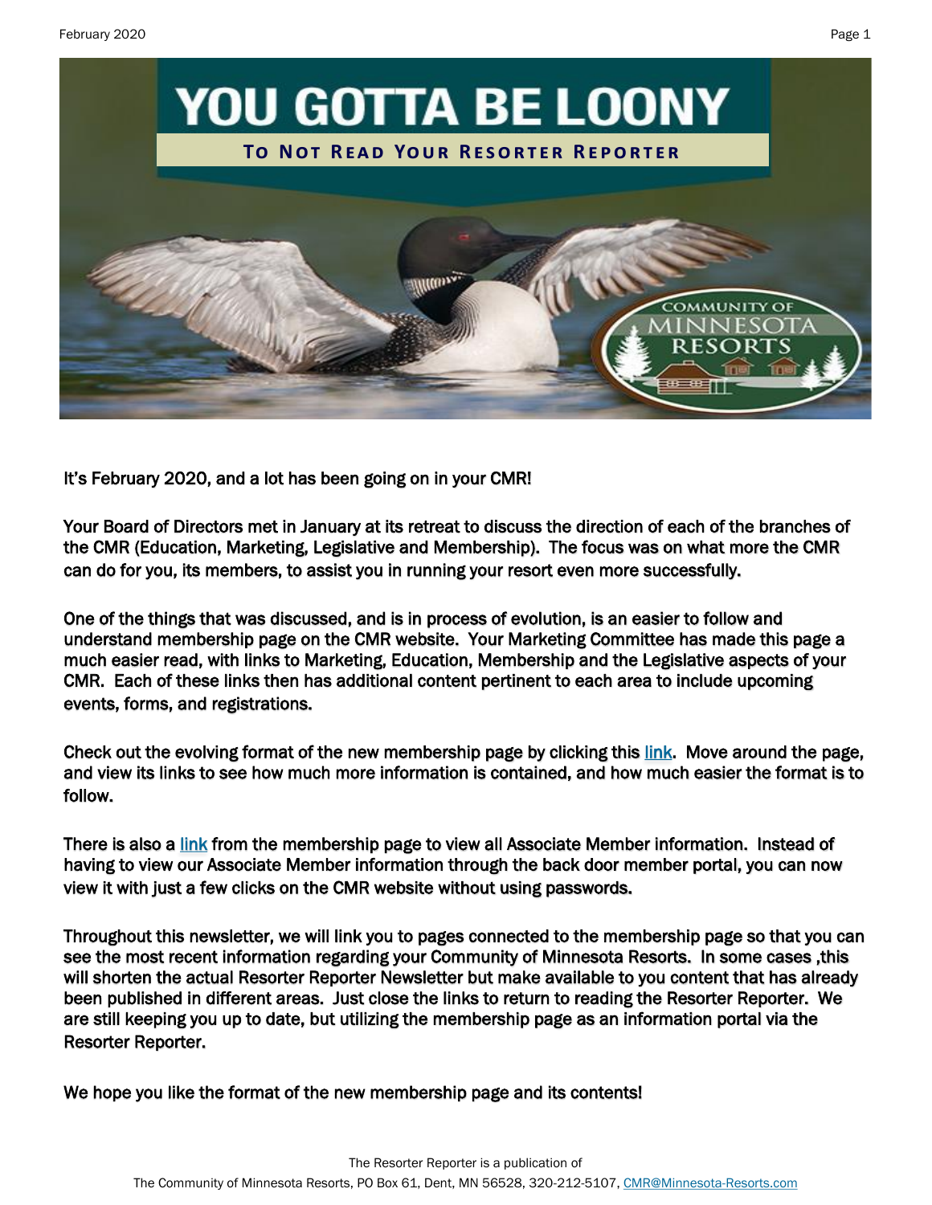# YOU GOTTA BE LOONY

## To Not Read Your Resorter Reporter

It's February 2020, and a lot has been going on in your CMR!

Your Board of Directors met in January at its retreat to discuss the direction of each of the branches of the CMR (Education, Marketing, Legislative and Membership). The focus was on what more the CMR can do for you, its members, to assist you in running your resort even more successfully.

One of the things that was discussed, and is in process of evolution, is an easier to follow and understand membership page on the CMR website. Your Marketing Committee has made this page a much easier read, with links to Marketing, Education, Membership and the Legislative aspects of your CMR. Each of these links then has additional content pertinent to each area to include upcoming events, forms, and registrations.

Check out the evolving format of the new membership page by clicking this link. Move around the page, and view its links to see how much more information is contained, and how much easier the format is to follow.

There is also a link from the membership page to view all Associate Member information. Instead of having to view our Associate Member information through the back door member portal, you can now view it with just a few clicks on the CMR website without using passwords.

Throughout this newsletter, we will link you to pages connected to the membership page so that you can see the most recent information regarding your Community of Minnesota Resorts. In some cases ,this will shorten the actual Resorter Reporter Newsletter but make available to you content that has already been published in different areas. Just close the links to return to reading the Resorter Reporter. We are still keeping you up to date, but utilizing the membership page as an information portal via the Resorter Reporter.

We hope you like the format of the new membership page and its contents!

The Resorter Reporter is a publication of
The Community of Minnesota Resorts, PO Box 61, Dent, MN 56528, 320-212-5107, CMR@Minnesota-Resorts.com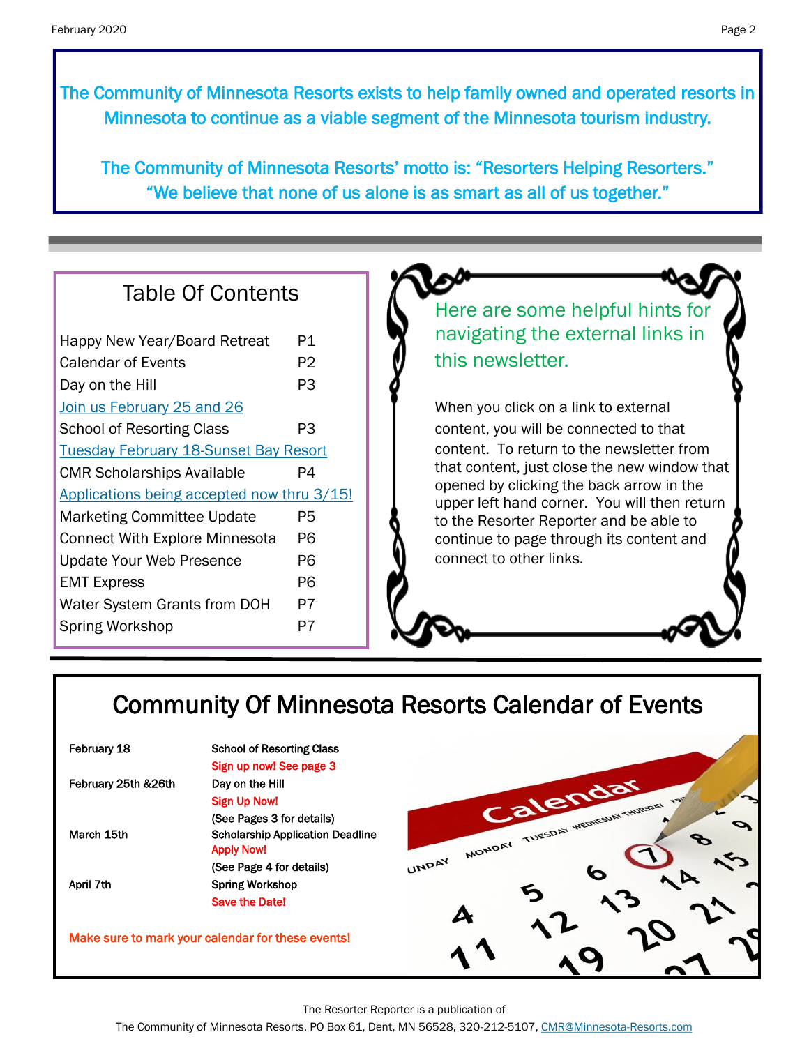The Community of Minnesota Resorts exists to help family owned and operated resorts in Minnesota to continue as a viable segment of the Minnesota tourism industry.

The Community of Minnesota Resorts' motto is: "Resorters Helping Resorters." "We believe that none of us alone is as smart as all of us together."

## Table Of Contents

| | |
|---|---|
| Happy New Year/Board Retreat | P1 |
| Calendar of Events | P2 |
| Day on the Hill | P3 |
| Join us February 25 and 26 | |
| School of Resorting Class | P3 |
| Tuesday February 18-Sunset Bay Resort | |
| CMR Scholarships Available | P4 |
| Applications being accepted now thru 3/15! | |
| Marketing Committee Update | P5 |
| Connect With Explore Minnesota | P6 |
| Update Your Web Presence | P6 |
| EMT Express | P6 |
| Water System Grants from DOH | P7 |
| Spring Workshop | P7 |

### Here are some helpful hints for navigating the external links in this newsletter.

When you click on a link to external content, you will be connected to that content. To return to the newsletter from that content, just close the new window that opened by clicking the back arrow in the upper left hand corner. You will then return to the Resorter Reporter and be able to continue to page through its content and connect to other links.

## Community Of Minnesota Resorts Calendar of Events

| | |
|---|---|
| February 18 | School of Resorting Class<br>Sign up now! See page 3 |
| February 25th &26th | Day on the Hill<br>Sign Up Now!<br>(See Pages 3 for details) |
| March 15th | Scholarship Application Deadline<br>Apply Now!<br>(See Page 4 for details) |
| April 7th | Spring Workshop<br>Save the Date! |

Make sure to mark your calendar for these events!

The Resorter Reporter is a publication of
The Community of Minnesota Resorts, PO Box 61, Dent, MN 56528, 320-212-5107, CMR@Minnesota-Resorts.com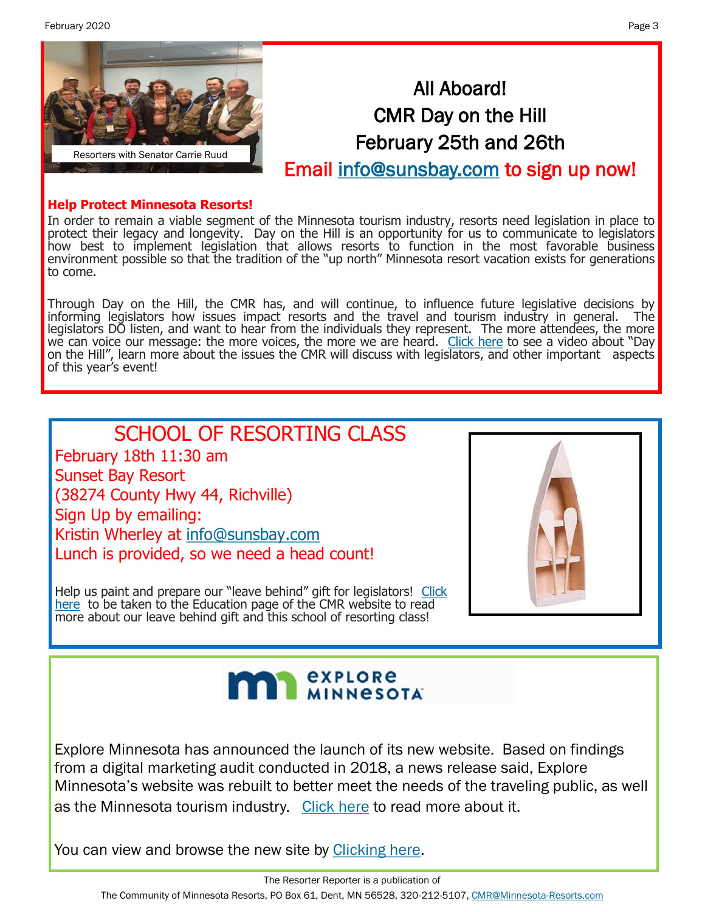Resorters with Senator Carrie Ruud

## All Aboard!
## CMR Day on the Hill
## February 25th and 26th

**Email info@sunsbay.com to sign up now!**

**Help Protect Minnesota Resorts!**

In order to remain a viable segment of the Minnesota tourism industry, resorts need legislation in place to protect their legacy and longevity. Day on the Hill is an opportunity for us to communicate to legislators how best to implement legislation that allows resorts to function in the most favorable business environment possible so that the tradition of the "up north" Minnesota resort vacation exists for generations to come.

Through Day on the Hill, the CMR has, and will continue, to influence future legislative decisions by informing legislators how issues impact resorts and the travel and tourism industry in general. The legislators DO listen, and want to hear from the individuals they represent. The more attendees, the more we can voice our message: the more voices, the more we are heard. Click here to see a video about "Day on the Hill", learn more about the issues the CMR will discuss with legislators, and other important aspects of this year's event!

## SCHOOL OF RESORTING CLASS

February 18th 11:30 am
Sunset Bay Resort
(38274 County Hwy 44, Richville)
Sign Up by emailing:
Kristin Wherley at info@sunsbay.com
Lunch is provided, so we need a head count!

Help us paint and prepare our "leave behind" gift for legislators! Click here to be taken to the Education page of the CMR website to read more about our leave behind gift and this school of resorting class!

## Explore Minnesota

Explore Minnesota has announced the launch of its new website. Based on findings from a digital marketing audit conducted in 2018, a news release said, Explore Minnesota's website was rebuilt to better meet the needs of the traveling public, as well as the Minnesota tourism industry. Click here to read more about it.

You can view and browse the new site by Clicking here.

The Resorter Reporter is a publication of
The Community of Minnesota Resorts, PO Box 61, Dent, MN 56528, 320-212-5107, CMR@Minnesota-Resorts.com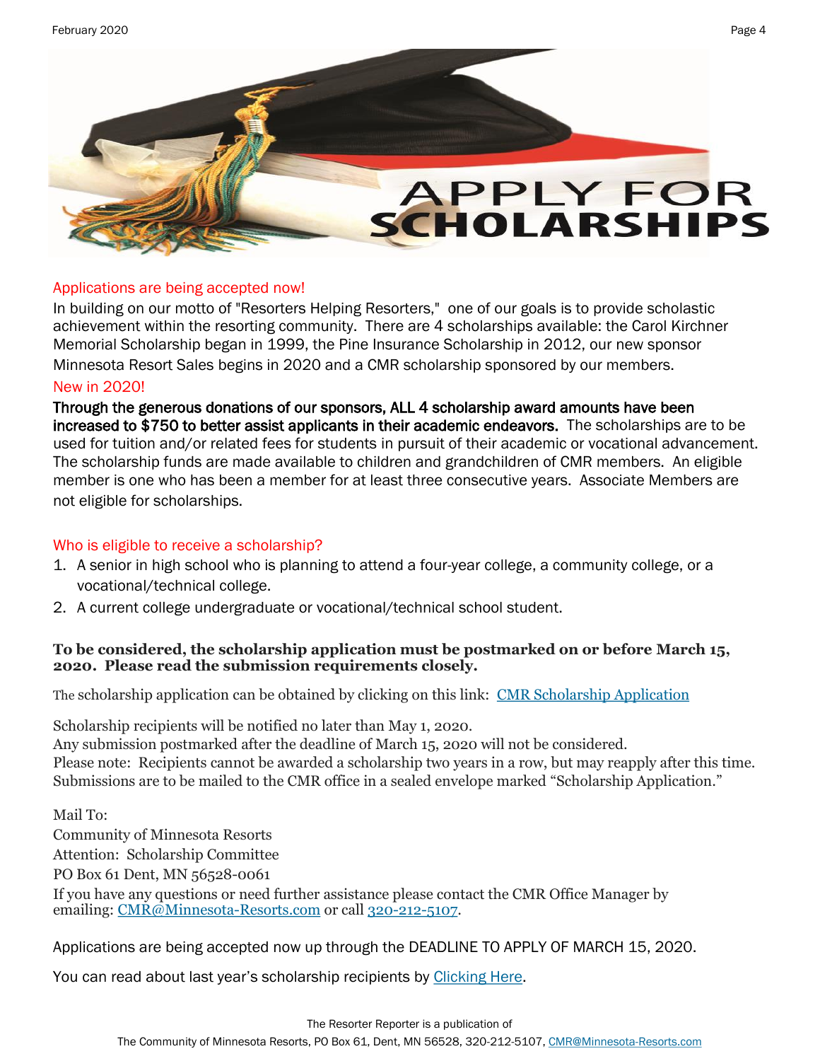# APPLY FOR SCHOLARSHIPS

## Applications are being accepted now!

In building on our motto of "Resorters Helping Resorters," one of our goals is to provide scholastic achievement within the resorting community. There are 4 scholarships available: the Carol Kirchner Memorial Scholarship began in 1999, the Pine Insurance Scholarship in 2012, our new sponsor Minnesota Resort Sales begins in 2020 and a CMR scholarship sponsored by our members.

## New in 2020!

**Through the generous donations of our sponsors, ALL 4 scholarship award amounts have been increased to $750 to better assist applicants in their academic endeavors.** The scholarships are to be used for tuition and/or related fees for students in pursuit of their academic or vocational advancement. The scholarship funds are made available to children and grandchildren of CMR members. An eligible member is one who has been a member for at least three consecutive years. Associate Members are not eligible for scholarships.

## Who is eligible to receive a scholarship?

1. A senior in high school who is planning to attend a four-year college, a community college, or a vocational/technical college.
2. A current college undergraduate or vocational/technical school student.

**To be considered, the scholarship application must be postmarked on or before March 15, 2020. Please read the submission requirements closely.**

The scholarship application can be obtained by clicking on this link: CMR Scholarship Application

Scholarship recipients will be notified no later than May 1, 2020.
Any submission postmarked after the deadline of March 15, 2020 will not be considered.
Please note: Recipients cannot be awarded a scholarship two years in a row, but may reapply after this time.
Submissions are to be mailed to the CMR office in a sealed envelope marked "Scholarship Application."

Mail To:
Community of Minnesota Resorts
Attention: Scholarship Committee
PO Box 61 Dent, MN 56528-0061
If you have any questions or need further assistance please contact the CMR Office Manager by emailing: CMR@Minnesota-Resorts.com or call 320-212-5107.

Applications are being accepted now up through the DEADLINE TO APPLY OF MARCH 15, 2020.

You can read about last year's scholarship recipients by Clicking Here.

The Resorter Reporter is a publication of
The Community of Minnesota Resorts, PO Box 61, Dent, MN 56528, 320-212-5107, CMR@Minnesota-Resorts.com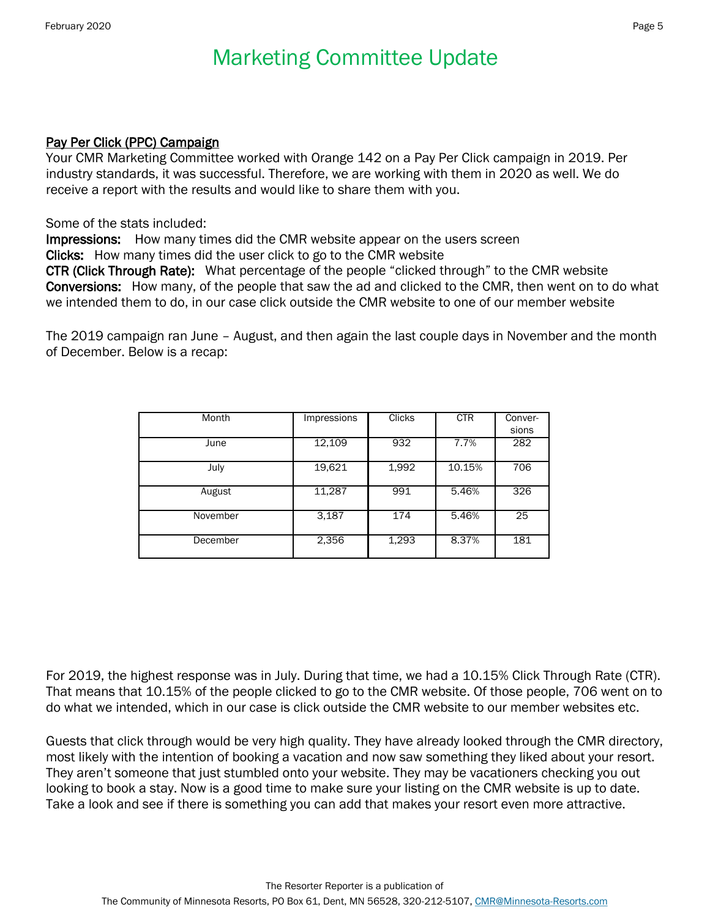# Marketing Committee Update

<u>Pay Per Click (PPC) Campaign</u>

Your CMR Marketing Committee worked with Orange 142 on a Pay Per Click campaign in 2019. Per industry standards, it was successful. Therefore, we are working with them in 2020 as well. We do receive a report with the results and would like to share them with you.

Some of the stats included:

**Impressions:** How many times did the CMR website appear on the users screen
**Clicks:** How many times did the user click to go to the CMR website
**CTR (Click Through Rate):** What percentage of the people "clicked through" to the CMR website
**Conversions:** How many, of the people that saw the ad and clicked to the CMR, then went on to do what we intended them to do, in our case click outside the CMR website to one of our member website

The 2019 campaign ran June – August, and then again the last couple days in November and the month of December. Below is a recap:

| Month | Impressions | Clicks | CTR | Conver-sions |
|---|---|---|---|---|
| June | 12,109 | 932 | 7.7% | 282 |
| July | 19,621 | 1,992 | 10.15% | 706 |
| August | 11,287 | 991 | 5.46% | 326 |
| November | 3,187 | 174 | 5.46% | 25 |
| December | 2,356 | 1,293 | 8.37% | 181 |

For 2019, the highest response was in July. During that time, we had a 10.15% Click Through Rate (CTR). That means that 10.15% of the people clicked to go to the CMR website. Of those people, 706 went on to do what we intended, which in our case is click outside the CMR website to our member websites etc.

Guests that click through would be very high quality. They have already looked through the CMR directory, most likely with the intention of booking a vacation and now saw something they liked about your resort. They aren't someone that just stumbled onto your website. They may be vacationers checking you out looking to book a stay. Now is a good time to make sure your listing on the CMR website is up to date. Take a look and see if there is something you can add that makes your resort even more attractive.

The Resorter Reporter is a publication of
The Community of Minnesota Resorts, PO Box 61, Dent, MN 56528, 320-212-5107, CMR@Minnesota-Resorts.com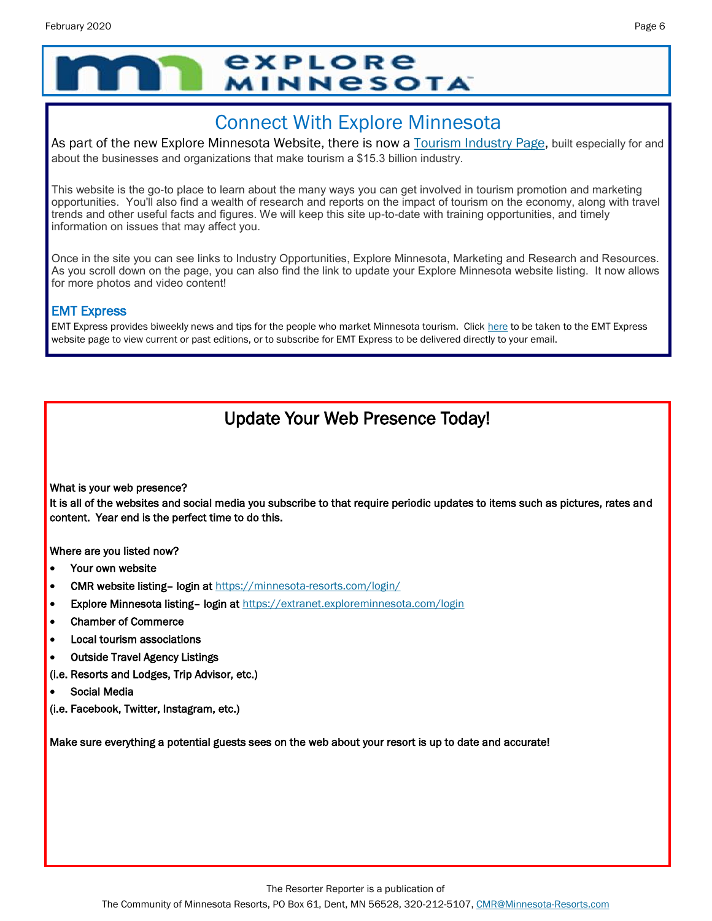# EXPLORE MINNESOTA

## Connect With Explore Minnesota

As part of the new Explore Minnesota Website, there is now a [Tourism Industry Page](), built especially for and about the businesses and organizations that make tourism a $15.3 billion industry.

This website is the go-to place to learn about the many ways you can get involved in tourism promotion and marketing opportunities. You'll also find a wealth of research and reports on the impact of tourism on the economy, along with travel trends and other useful facts and figures. We will keep this site up-to-date with training opportunities, and timely information on issues that may affect you.

Once in the site you can see links to Industry Opportunities, Explore Minnesota, Marketing and Research and Resources. As you scroll down on the page, you can also find the link to update your Explore Minnesota website listing. It now allows for more photos and video content!

### EMT Express

EMT Express provides biweekly news and tips for the people who market Minnesota tourism. Click [here]() to be taken to the EMT Express website page to view current or past editions, or to subscribe for EMT Express to be delivered directly to your email.

## Update Your Web Presence Today!

**What is your web presence?**
**It is all of the websites and social media you subscribe to that require periodic updates to items such as pictures, rates and content. Year end is the perfect time to do this.**

**Where are you listed now?**

- **Your own website**
- **CMR website listing– login at** https://minnesota-resorts.com/login/
- **Explore Minnesota listing– login at** https://extranet.exploreminnesota.com/login
- **Chamber of Commerce**
- **Local tourism associations**
- **Outside Travel Agency Listings**

**(i.e. Resorts and Lodges, Trip Advisor, etc.)**

- **Social Media**

**(i.e. Facebook, Twitter, Instagram, etc.)**

**Make sure everything a potential guests sees on the web about your resort is up to date and accurate!**

The Resorter Reporter is a publication of
The Community of Minnesota Resorts, PO Box 61, Dent, MN 56528, 320-212-5107, CMR@Minnesota-Resorts.com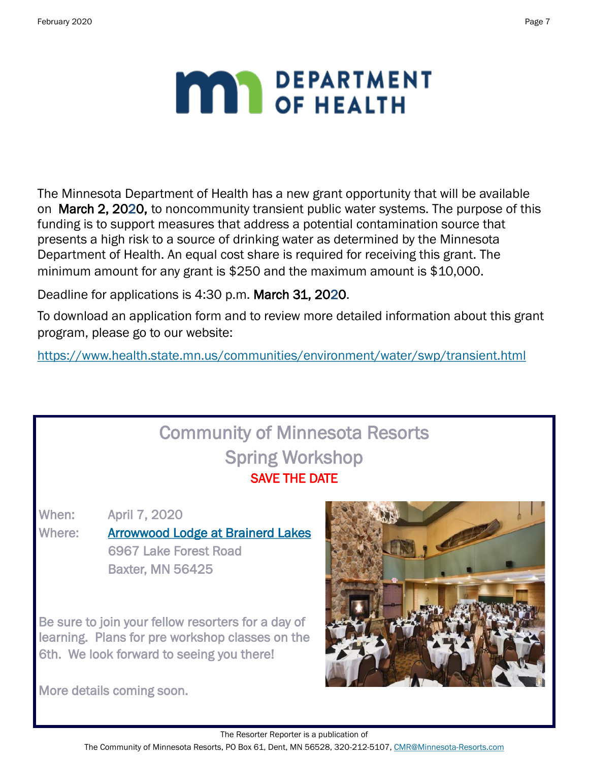# DEPARTMENT OF HEALTH

The Minnesota Department of Health has a new grant opportunity that will be available on **March 2, 2020,** to noncommunity transient public water systems. The purpose of this funding is to support measures that address a potential contamination source that presents a high risk to a source of drinking water as determined by the Minnesota Department of Health. An equal cost share is required for receiving this grant. The minimum amount for any grant is $250 and the maximum amount is $10,000.

Deadline for applications is 4:30 p.m. **March 31, 2020**.

To download an application form and to review more detailed information about this grant program, please go to our website:

https://www.health.state.mn.us/communities/environment/water/swp/transient.html

## Community of Minnesota Resorts Spring Workshop

**SAVE THE DATE**

When: April 7, 2020

Where: Arrowwood Lodge at Brainerd Lakes
6967 Lake Forest Road
Baxter, MN 56425

Be sure to join your fellow resorters for a day of learning. Plans for pre workshop classes on the 6th. We look forward to seeing you there!

More details coming soon.

The Resorter Reporter is a publication of
The Community of Minnesota Resorts, PO Box 61, Dent, MN 56528, 320-212-5107, CMR@Minnesota-Resorts.com